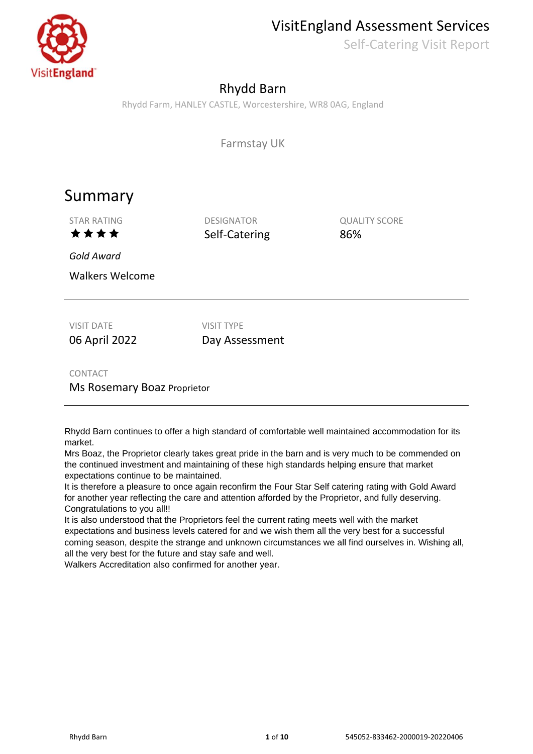# VisitEngland Assessment Services

Self-Catering Visit Report

## Rhydd Barn

Rhydd Farm, HANLEY CASTLE, Worcestershire, WR8 0AG, England

Farmstay UK

## Summary

| STAR RATING | DESIGNATOR | QUALITY SCORE |
|---|---|---|
| ★★★★ | Self-Catering | 86% |

*Gold Award*

Walkers Welcome

| VISIT DATE | VISIT TYPE |
|---|---|
| 06 April 2022 | Day Assessment |

CONTACT

Ms Rosemary Boaz Proprietor

Rhydd Barn continues to offer a high standard of comfortable well maintained accommodation for its market.

Mrs Boaz, the Proprietor clearly takes great pride in the barn and is very much to be commended on the continued investment and maintaining of these high standards helping ensure that market expectations continue to be maintained.

It is therefore a pleasure to once again reconfirm the Four Star Self catering rating with Gold Award for another year reflecting the care and attention afforded by the Proprietor, and fully deserving. Congratulations to you all!!

It is also understood that the Proprietors feel the current rating meets well with the market expectations and business levels catered for and we wish them all the very best for a successful coming season, despite the strange and unknown circumstances we all find ourselves in. Wishing all, all the very best for the future and stay safe and well.

Walkers Accreditation also confirmed for another year.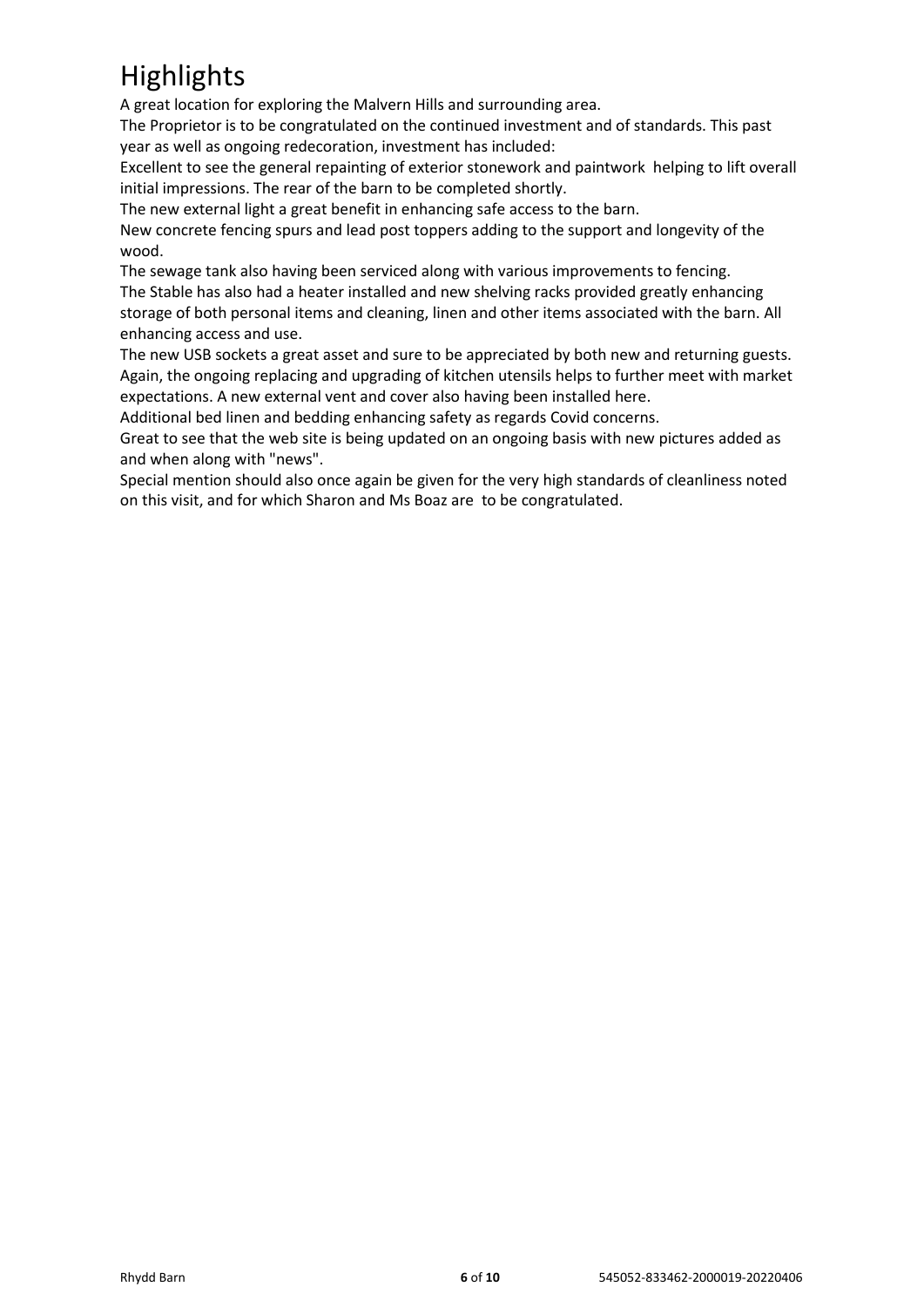# Highlights

A great location for exploring the Malvern Hills and surrounding area.

The Proprietor is to be congratulated on the continued investment and of standards. This past year as well as ongoing redecoration, investment has included:

Excellent to see the general repainting of exterior stonework and paintwork helping to lift overall initial impressions. The rear of the barn to be completed shortly.

The new external light a great benefit in enhancing safe access to the barn.

New concrete fencing spurs and lead post toppers adding to the support and longevity of the wood.

The sewage tank also having been serviced along with various improvements to fencing.

The Stable has also had a heater installed and new shelving racks provided greatly enhancing storage of both personal items and cleaning, linen and other items associated with the barn. All enhancing access and use.

The new USB sockets a great asset and sure to be appreciated by both new and returning guests.

Again, the ongoing replacing and upgrading of kitchen utensils helps to further meet with market expectations. A new external vent and cover also having been installed here.

Additional bed linen and bedding enhancing safety as regards Covid concerns.

Great to see that the web site is being updated on an ongoing basis with new pictures added as and when along with "news".

Special mention should also once again be given for the very high standards of cleanliness noted on this visit, and for which Sharon and Ms Boaz are to be congratulated.